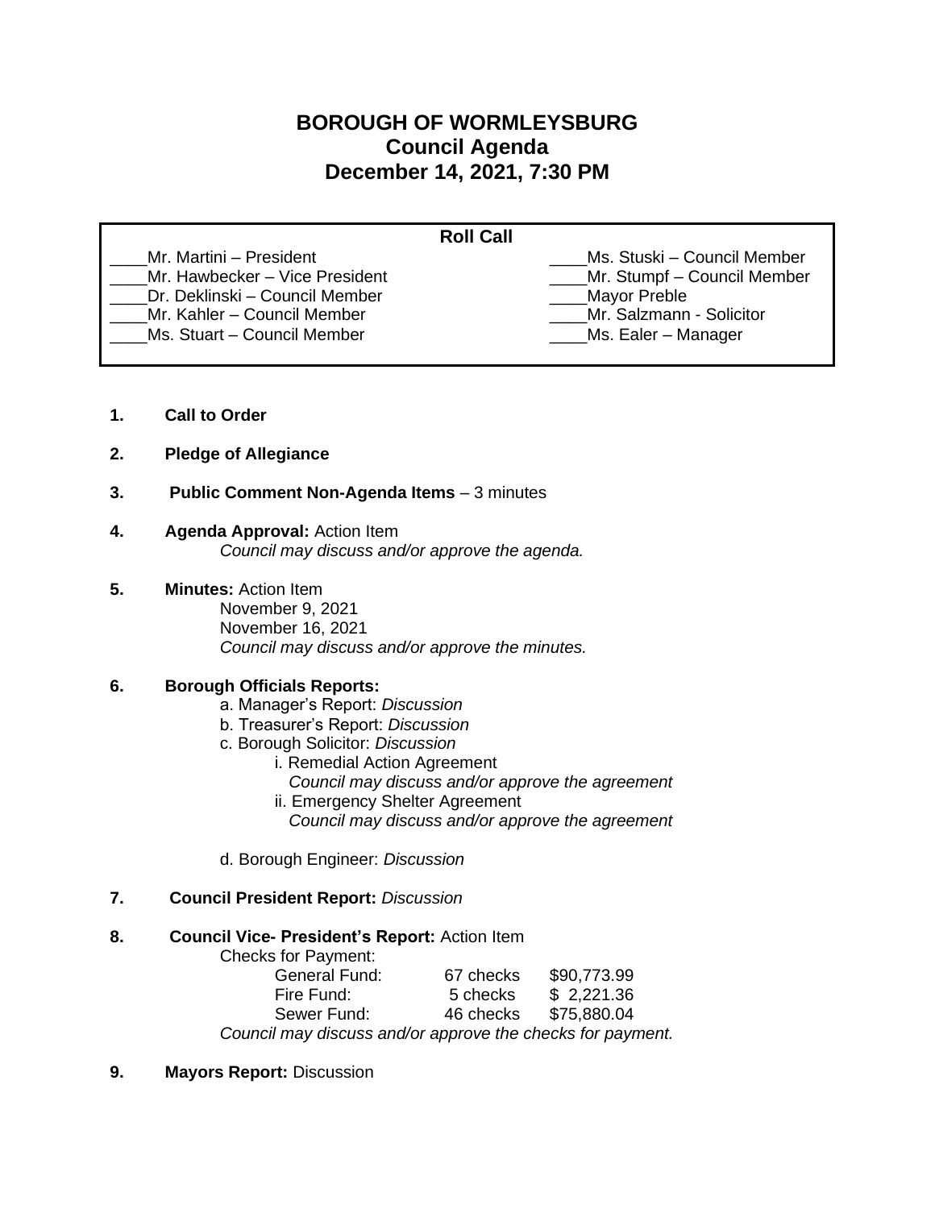# BOROUGH OF WORMLEYSBURG
## Council Agenda
## December 14, 2021, 7:30 PM

**Roll Call**

| | |
|---|---|
| ____Mr. Martini – President | ____Ms. Stuski – Council Member |
| ____Mr. Hawbecker – Vice President | ____Mr. Stumpf – Council Member |
| ____Dr. Deklinski – Council Member | ____Mayor Preble |
| ____Mr. Kahler – Council Member | ____Mr. Salzmann - Solicitor |
| ____Ms. Stuart – Council Member | ____Ms. Ealer – Manager |

1. **Call to Order**

2. **Pledge of Allegiance**

3. **Public Comment Non-Agenda Items** – 3 minutes

4. **Agenda Approval:** Action Item
   *Council may discuss and/or approve the agenda.*

5. **Minutes:** Action Item
   November 9, 2021
   November 16, 2021
   *Council may discuss and/or approve the minutes.*

6. **Borough Officials Reports:**
   a. Manager's Report: *Discussion*
   b. Treasurer's Report: *Discussion*
   c. Borough Solicitor: *Discussion*
      i. Remedial Action Agreement
         *Council may discuss and/or approve the agreement*
      ii. Emergency Shelter Agreement
         *Council may discuss and/or approve the agreement*

   d. Borough Engineer: *Discussion*

7. **Council President Report:** *Discussion*

8. **Council Vice- President's Report:** Action Item
   Checks for Payment:

   | | | |
   |---|---|---|
   | General Fund: | 67 checks | $90,773.99 |
   | Fire Fund: | 5 checks | $ 2,221.36 |
   | Sewer Fund: | 46 checks | $75,880.04 |

   *Council may discuss and/or approve the checks for payment.*

9. **Mayors Report:** Discussion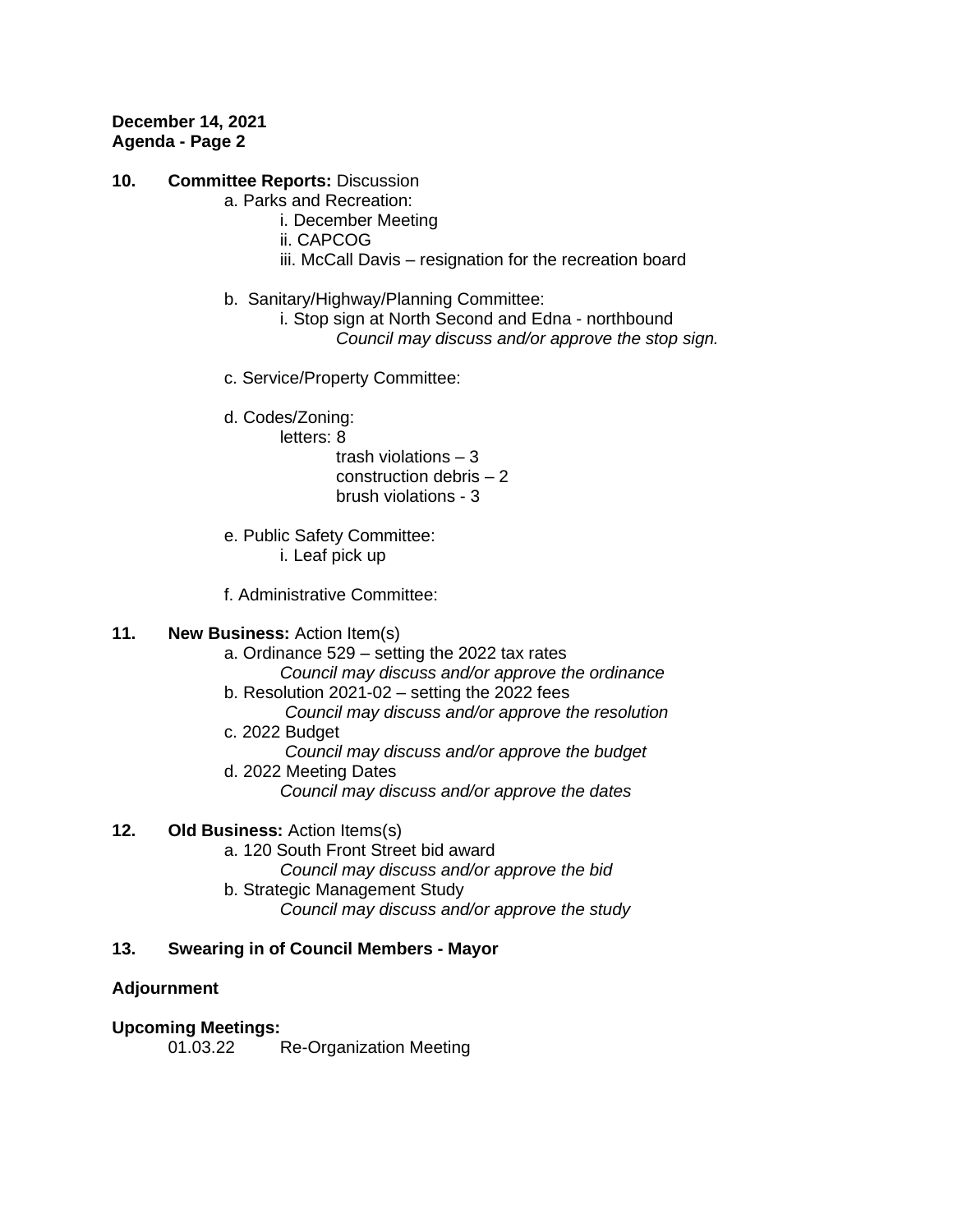**December 14, 2021**
**Agenda - Page 2**

**10. Committee Reports:** Discussion

- a. Parks and Recreation:
  - i. December Meeting
  - ii. CAPCOG
  - iii. McCall Davis – resignation for the recreation board

- b. Sanitary/Highway/Planning Committee:
  - i. Stop sign at North Second and Edna - northbound
    - *Council may discuss and/or approve the stop sign.*

- c. Service/Property Committee:

- d. Codes/Zoning:
  - letters: 8
    - trash violations – 3
    - construction debris – 2
    - brush violations - 3

- e. Public Safety Committee:
  - i. Leaf pick up

- f. Administrative Committee:

**11. New Business:** Action Item(s)

- a. Ordinance 529 – setting the 2022 tax rates
  - *Council may discuss and/or approve the ordinance*
- b. Resolution 2021-02 – setting the 2022 fees
  - *Council may discuss and/or approve the resolution*
- c. 2022 Budget
  - *Council may discuss and/or approve the budget*
- d. 2022 Meeting Dates
  - *Council may discuss and/or approve the dates*

**12. Old Business:** Action Items(s)

- a. 120 South Front Street bid award
  - *Council may discuss and/or approve the bid*
- b. Strategic Management Study
  - *Council may discuss and/or approve the study*

**13. Swearing in of Council Members - Mayor**

**Adjournment**

**Upcoming Meetings:**

01.03.22 Re-Organization Meeting